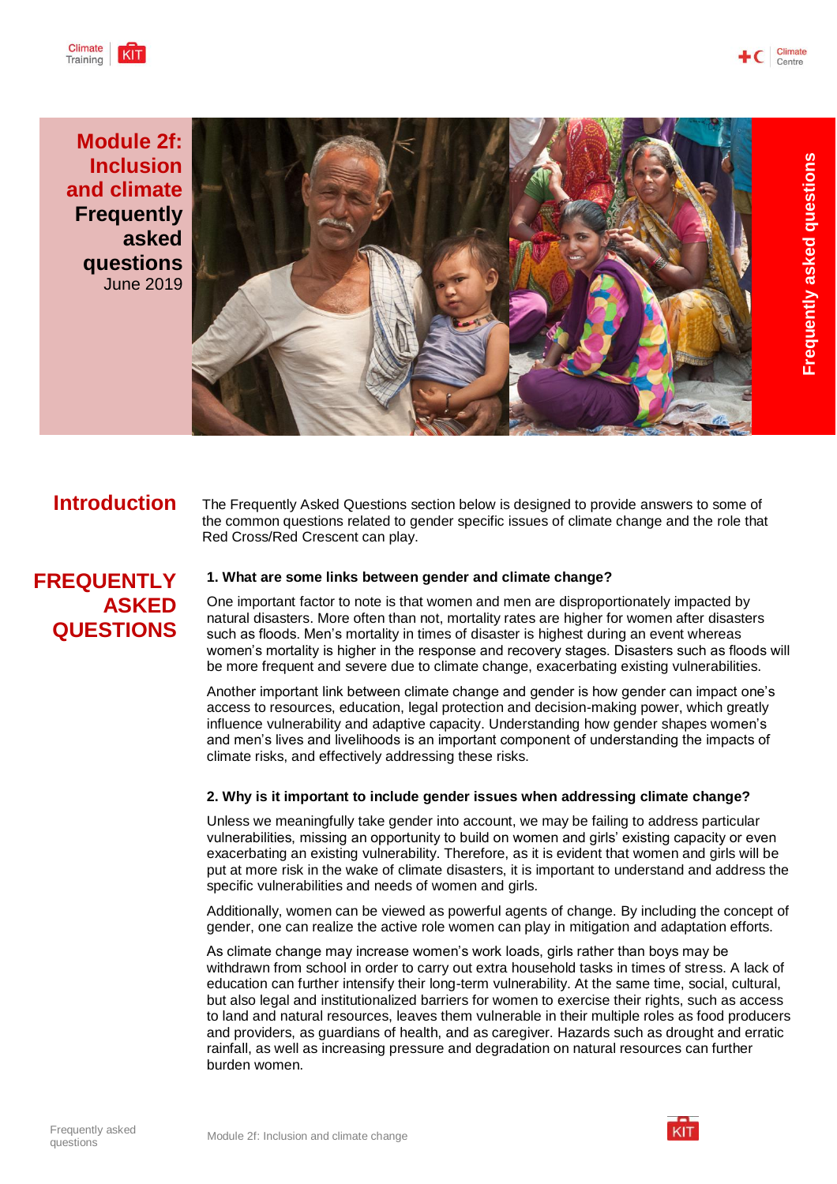# Module 2f: Inclusion and climate

## Frequently asked questions

June 2019

Frequently asked questions

## Introduction

The Frequently Asked Questions section below is designed to provide answers to some of the common questions related to gender specific issues of climate change and the role that Red Cross/Red Crescent can play.

## FREQUENTLY ASKED QUESTIONS

### 1. What are some links between gender and climate change?

One important factor to note is that women and men are disproportionately impacted by natural disasters. More often than not, mortality rates are higher for women after disasters such as floods. Men's mortality in times of disaster is highest during an event whereas women's mortality is higher in the response and recovery stages. Disasters such as floods will be more frequent and severe due to climate change, exacerbating existing vulnerabilities.

Another important link between climate change and gender is how gender can impact one's access to resources, education, legal protection and decision-making power, which greatly influence vulnerability and adaptive capacity. Understanding how gender shapes women's and men's lives and livelihoods is an important component of understanding the impacts of climate risks, and effectively addressing these risks.

### 2. Why is it important to include gender issues when addressing climate change?

Unless we meaningfully take gender into account, we may be failing to address particular vulnerabilities, missing an opportunity to build on women and girls' existing capacity or even exacerbating an existing vulnerability. Therefore, as it is evident that women and girls will be put at more risk in the wake of climate disasters, it is important to understand and address the specific vulnerabilities and needs of women and girls.

Additionally, women can be viewed as powerful agents of change. By including the concept of gender, one can realize the active role women can play in mitigation and adaptation efforts.

As climate change may increase women's work loads, girls rather than boys may be withdrawn from school in order to carry out extra household tasks in times of stress. A lack of education can further intensify their long-term vulnerability. At the same time, social, cultural, but also legal and institutionalized barriers for women to exercise their rights, such as access to land and natural resources, leaves them vulnerable in their multiple roles as food producers and providers, as guardians of health, and as caregiver. Hazards such as drought and erratic rainfall, as well as increasing pressure and degradation on natural resources can further burden women.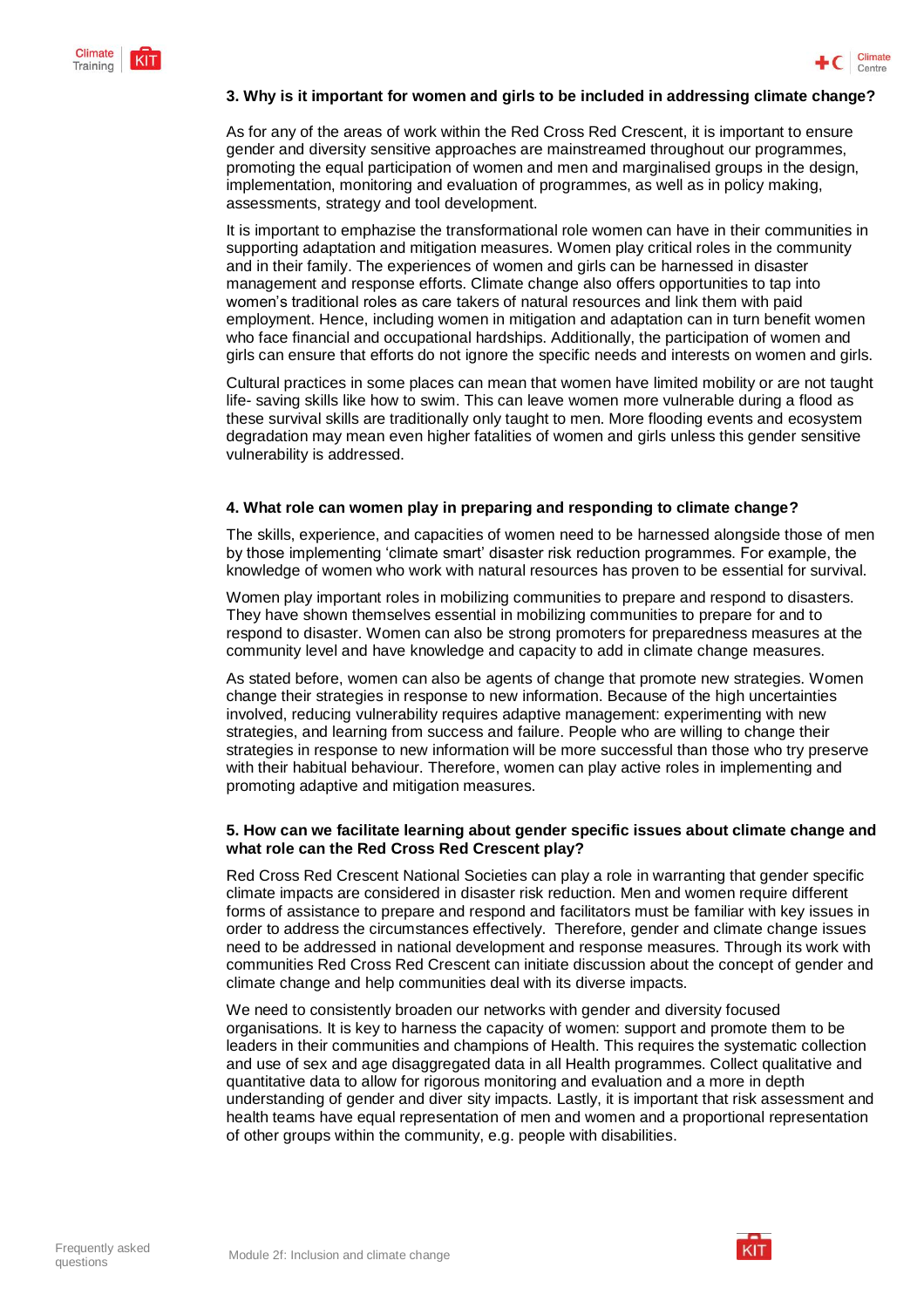### 3. Why is it important for women and girls to be included in addressing climate change?

As for any of the areas of work within the Red Cross Red Crescent, it is important to ensure gender and diversity sensitive approaches are mainstreamed throughout our programmes, promoting the equal participation of women and men and marginalised groups in the design, implementation, monitoring and evaluation of programmes, as well as in policy making, assessments, strategy and tool development.

It is important to emphazise the transformational role women can have in their communities in supporting adaptation and mitigation measures. Women play critical roles in the community and in their family. The experiences of women and girls can be harnessed in disaster management and response efforts. Climate change also offers opportunities to tap into women's traditional roles as care takers of natural resources and link them with paid employment. Hence, including women in mitigation and adaptation can in turn benefit women who face financial and occupational hardships. Additionally, the participation of women and girls can ensure that efforts do not ignore the specific needs and interests on women and girls.

Cultural practices in some places can mean that women have limited mobility or are not taught life- saving skills like how to swim. This can leave women more vulnerable during a flood as these survival skills are traditionally only taught to men. More flooding events and ecosystem degradation may mean even higher fatalities of women and girls unless this gender sensitive vulnerability is addressed.

### 4. What role can women play in preparing and responding to climate change?

The skills, experience, and capacities of women need to be harnessed alongside those of men by those implementing 'climate smart' disaster risk reduction programmes. For example, the knowledge of women who work with natural resources has proven to be essential for survival.

Women play important roles in mobilizing communities to prepare and respond to disasters. They have shown themselves essential in mobilizing communities to prepare for and to respond to disaster. Women can also be strong promoters for preparedness measures at the community level and have knowledge and capacity to add in climate change measures.

As stated before, women can also be agents of change that promote new strategies. Women change their strategies in response to new information. Because of the high uncertainties involved, reducing vulnerability requires adaptive management: experimenting with new strategies, and learning from success and failure. People who are willing to change their strategies in response to new information will be more successful than those who try preserve with their habitual behaviour. Therefore, women can play active roles in implementing and promoting adaptive and mitigation measures.

### 5. How can we facilitate learning about gender specific issues about climate change and what role can the Red Cross Red Crescent play?

Red Cross Red Crescent National Societies can play a role in warranting that gender specific climate impacts are considered in disaster risk reduction. Men and women require different forms of assistance to prepare and respond and facilitators must be familiar with key issues in order to address the circumstances effectively. Therefore, gender and climate change issues need to be addressed in national development and response measures. Through its work with communities Red Cross Red Crescent can initiate discussion about the concept of gender and climate change and help communities deal with its diverse impacts.

We need to consistently broaden our networks with gender and diversity focused organisations. It is key to harness the capacity of women: support and promote them to be leaders in their communities and champions of Health. This requires the systematic collection and use of sex and age disaggregated data in all Health programmes. Collect qualitative and quantitative data to allow for rigorous monitoring and evaluation and a more in depth understanding of gender and diver sity impacts. Lastly, it is important that risk assessment and health teams have equal representation of men and women and a proportional representation of other groups within the community, e.g. people with disabilities.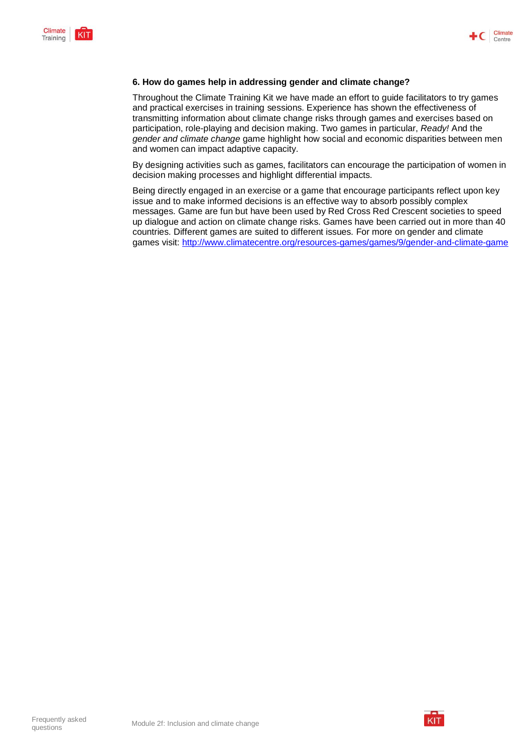### 6. How do games help in addressing gender and climate change?

Throughout the Climate Training Kit we have made an effort to guide facilitators to try games and practical exercises in training sessions. Experience has shown the effectiveness of transmitting information about climate change risks through games and exercises based on participation, role-playing and decision making. Two games in particular, *Ready!* And the *gender and climate change* game highlight how social and economic disparities between men and women can impact adaptive capacity.

By designing activities such as games, facilitators can encourage the participation of women in decision making processes and highlight differential impacts.

Being directly engaged in an exercise or a game that encourage participants reflect upon key issue and to make informed decisions is an effective way to absorb possibly complex messages. Game are fun but have been used by Red Cross Red Crescent societies to speed up dialogue and action on climate change risks. Games have been carried out in more than 40 countries. Different games are suited to different issues. For more on gender and climate games visit: [http://www.climatecentre.org/resources-games/games/9/gender-and-climate-game](http://www.climatecentre.org/resources-games/games/9/gender-and-climate-game)